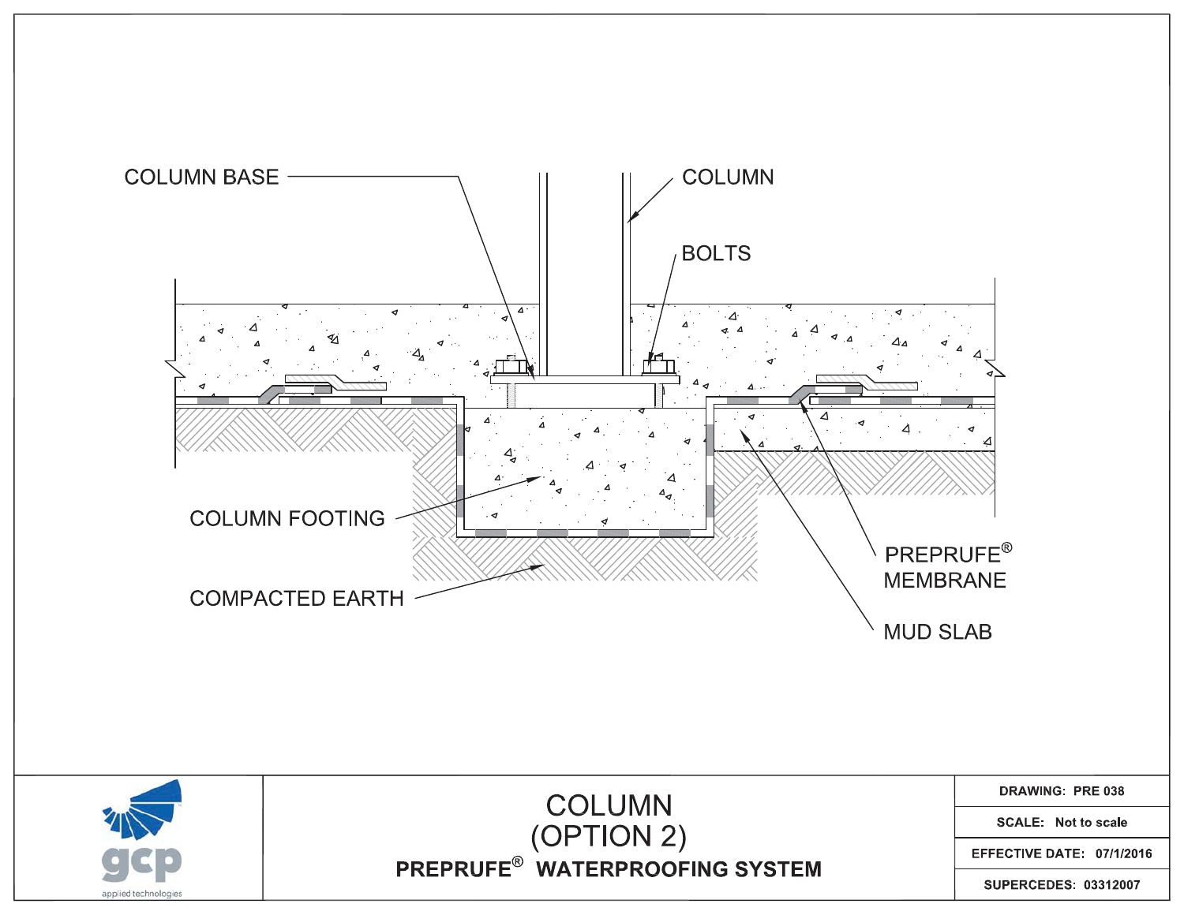COLUMN BASE

COLUMN

BOLTS

COLUMN FOOTING

COMPACTED EARTH

PREPRUFE® MEMBRANE

MUD SLAB

# COLUMN (OPTION 2)

## PREPRUFE® WATERPROOFING SYSTEM

gcp applied technologies

| | |
|---|---|
| DRAWING: | PRE 038 |
| SCALE: | Not to scale |
| EFFECTIVE DATE: | 07/1/2016 |
| SUPERCEDES: | 03312007 |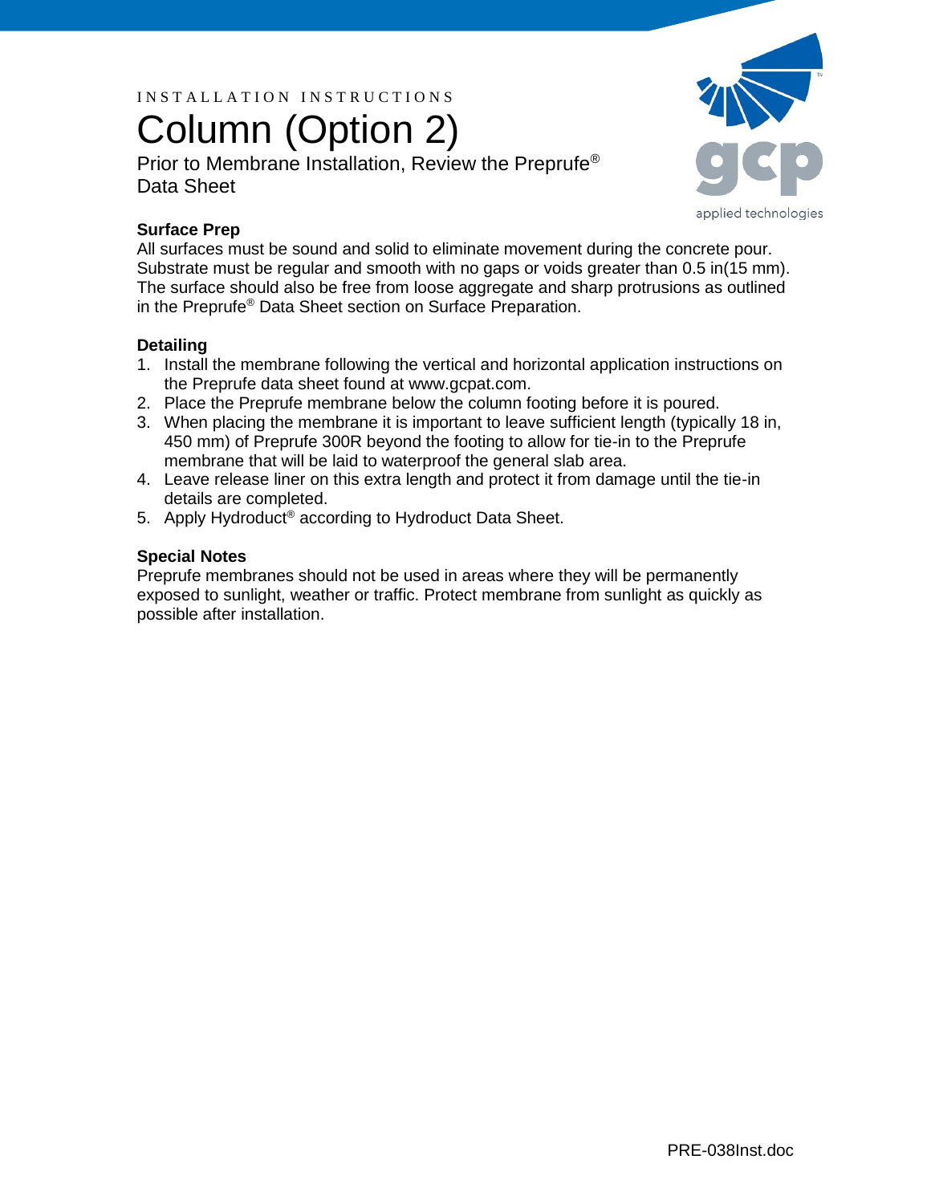INSTALLATION INSTRUCTIONS

# Column (Option 2)

Prior to Membrane Installation, Review the Preprufe® Data Sheet

### Surface Prep

All surfaces must be sound and solid to eliminate movement during the concrete pour. Substrate must be regular and smooth with no gaps or voids greater than 0.5 in(15 mm). The surface should also be free from loose aggregate and sharp protrusions as outlined in the Preprufe® Data Sheet section on Surface Preparation.

### Detailing

1. Install the membrane following the vertical and horizontal application instructions on the Preprufe data sheet found at www.gcpat.com.
2. Place the Preprufe membrane below the column footing before it is poured.
3. When placing the membrane it is important to leave sufficient length (typically 18 in, 450 mm) of Preprufe 300R beyond the footing to allow for tie-in to the Preprufe membrane that will be laid to waterproof the general slab area.
4. Leave release liner on this extra length and protect it from damage until the tie-in details are completed.
5. Apply Hydroduct® according to Hydroduct Data Sheet.

### Special Notes

Preprufe membranes should not be used in areas where they will be permanently exposed to sunlight, weather or traffic. Protect membrane from sunlight as quickly as possible after installation.

PRE-038Inst.doc